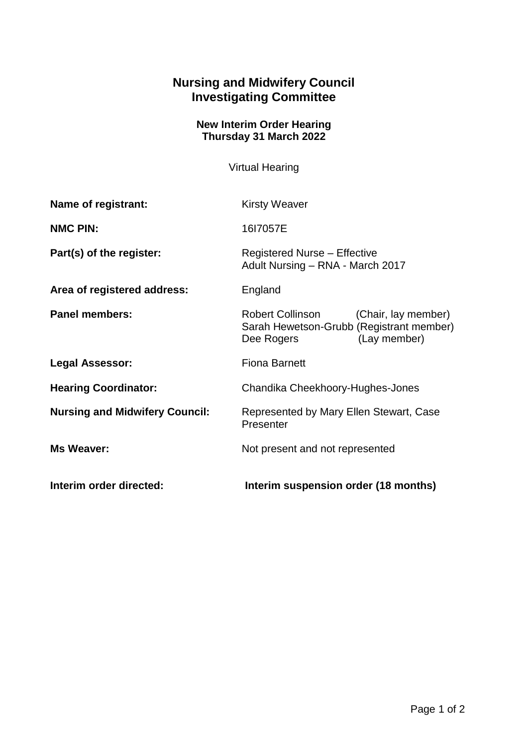# Nursing and Midwifery Council
# Investigating Committee

**New Interim Order Hearing**
**Thursday 31 March 2022**

Virtual Hearing

| | |
|---|---|
| **Name of registrant:** | Kirsty Weaver |
| **NMC PIN:** | 16I7057E |
| **Part(s) of the register:** | Registered Nurse – Effective<br>Adult Nursing – RNA - March 2017 |
| **Area of registered address:** | England |
| **Panel members:** | Robert Collinson (Chair, lay member)<br>Sarah Hewetson-Grubb (Registrant member)<br>Dee Rogers (Lay member) |
| **Legal Assessor:** | Fiona Barnett |
| **Hearing Coordinator:** | Chandika Cheekhoory-Hughes-Jones |
| **Nursing and Midwifery Council:** | Represented by Mary Ellen Stewart, Case Presenter |
| **Ms Weaver:** | Not present and not represented |
| **Interim order directed:** | **Interim suspension order (18 months)** |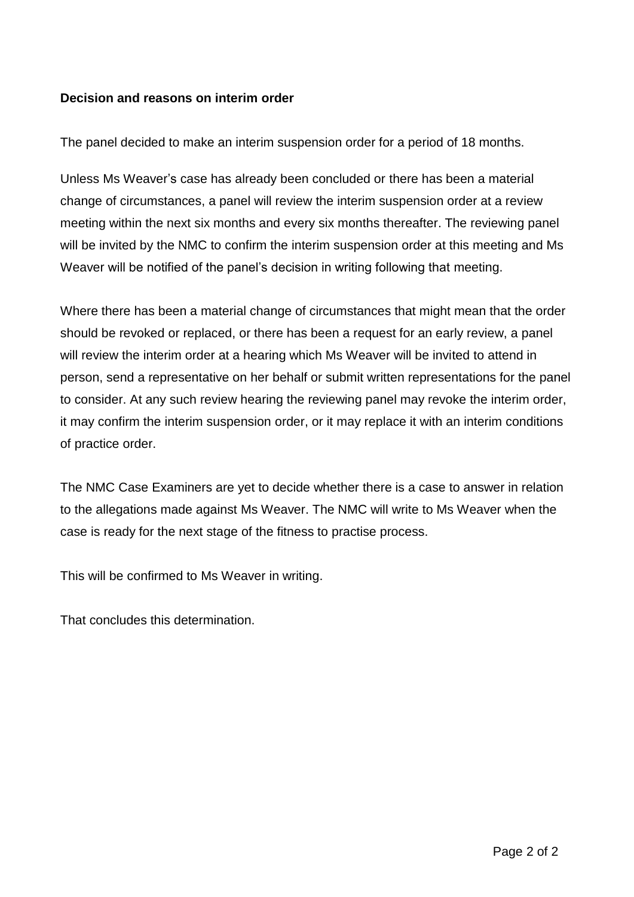**Decision and reasons on interim order**

The panel decided to make an interim suspension order for a period of 18 months.

Unless Ms Weaver's case has already been concluded or there has been a material change of circumstances, a panel will review the interim suspension order at a review meeting within the next six months and every six months thereafter. The reviewing panel will be invited by the NMC to confirm the interim suspension order at this meeting and Ms Weaver will be notified of the panel's decision in writing following that meeting.

Where there has been a material change of circumstances that might mean that the order should be revoked or replaced, or there has been a request for an early review, a panel will review the interim order at a hearing which Ms Weaver will be invited to attend in person, send a representative on her behalf or submit written representations for the panel to consider. At any such review hearing the reviewing panel may revoke the interim order, it may confirm the interim suspension order, or it may replace it with an interim conditions of practice order.

The NMC Case Examiners are yet to decide whether there is a case to answer in relation to the allegations made against Ms Weaver. The NMC will write to Ms Weaver when the case is ready for the next stage of the fitness to practise process.

This will be confirmed to Ms Weaver in writing.

That concludes this determination.